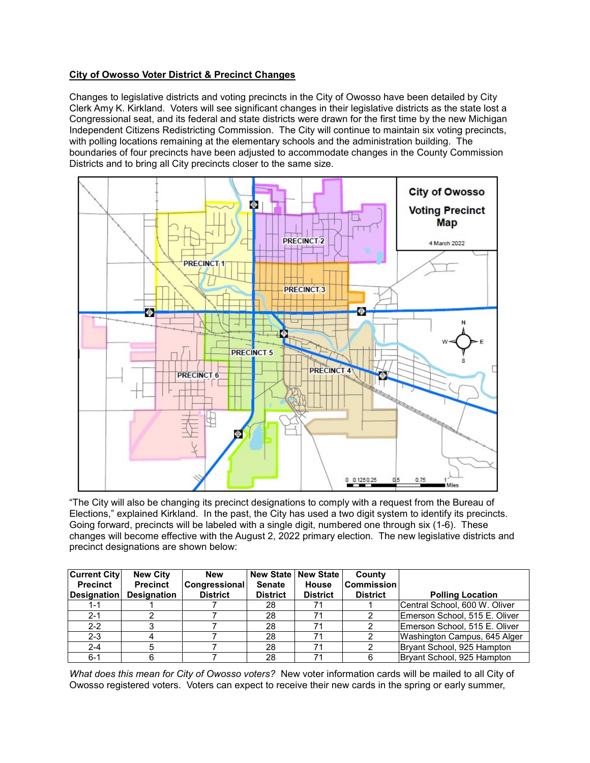**City of Owosso Voter District & Precinct Changes**

Changes to legislative districts and voting precincts in the City of Owosso have been detailed by City Clerk Amy K. Kirkland. Voters will see significant changes in their legislative districts as the state lost a Congressional seat, and its federal and state districts were drawn for the first time by the new Michigan Independent Citizens Redistricting Commission. The City will continue to maintain six voting precincts, with polling locations remaining at the elementary schools and the administration building. The boundaries of four precincts have been adjusted to accommodate changes in the County Commission Districts and to bring all City precincts closer to the same size.

"The City will also be changing its precinct designations to comply with a request from the Bureau of Elections," explained Kirkland. In the past, the City has used a two digit system to identify its precincts. Going forward, precincts will be labeled with a single digit, numbered one through six (1-6). These changes will become effective with the August 2, 2022 primary election. The new legislative districts and precinct designations are shown below:

| Current City Precinct Designation | New City Precinct Designation | New Congressional District | New State Senate District | New State House District | County Commission District | Polling Location |
|---|---|---|---|---|---|---|
| 1-1 | 1 | 7 | 28 | 71 | 1 | Central School, 600 W. Oliver |
| 2-1 | 2 | 7 | 28 | 71 | 2 | Emerson School, 515 E. Oliver |
| 2-2 | 3 | 7 | 28 | 71 | 2 | Emerson School, 515 E. Oliver |
| 2-3 | 4 | 7 | 28 | 71 | 2 | Washington Campus, 645 Alger |
| 2-4 | 5 | 7 | 28 | 71 | 2 | Bryant School, 925 Hampton |
| 6-1 | 6 | 7 | 28 | 71 | 6 | Bryant School, 925 Hampton |

*What does this mean for City of Owosso voters?* New voter information cards will be mailed to all City of Owosso registered voters. Voters can expect to receive their new cards in the spring or early summer,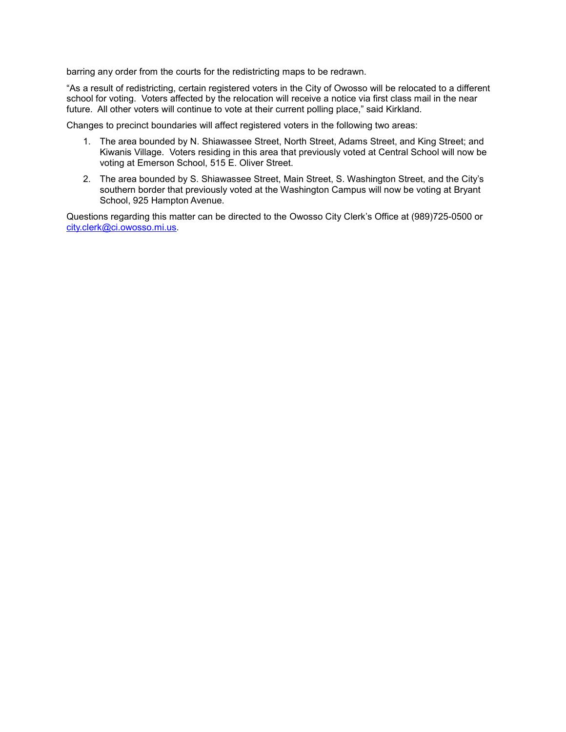barring any order from the courts for the redistricting maps to be redrawn.

"As a result of redistricting, certain registered voters in the City of Owosso will be relocated to a different school for voting. Voters affected by the relocation will receive a notice via first class mail in the near future. All other voters will continue to vote at their current polling place," said Kirkland.

Changes to precinct boundaries will affect registered voters in the following two areas:

1. The area bounded by N. Shiawassee Street, North Street, Adams Street, and King Street; and Kiwanis Village. Voters residing in this area that previously voted at Central School will now be voting at Emerson School, 515 E. Oliver Street.
2. The area bounded by S. Shiawassee Street, Main Street, S. Washington Street, and the City's southern border that previously voted at the Washington Campus will now be voting at Bryant School, 925 Hampton Avenue.

Questions regarding this matter can be directed to the Owosso City Clerk's Office at (989)725-0500 or city.clerk@ci.owosso.mi.us.